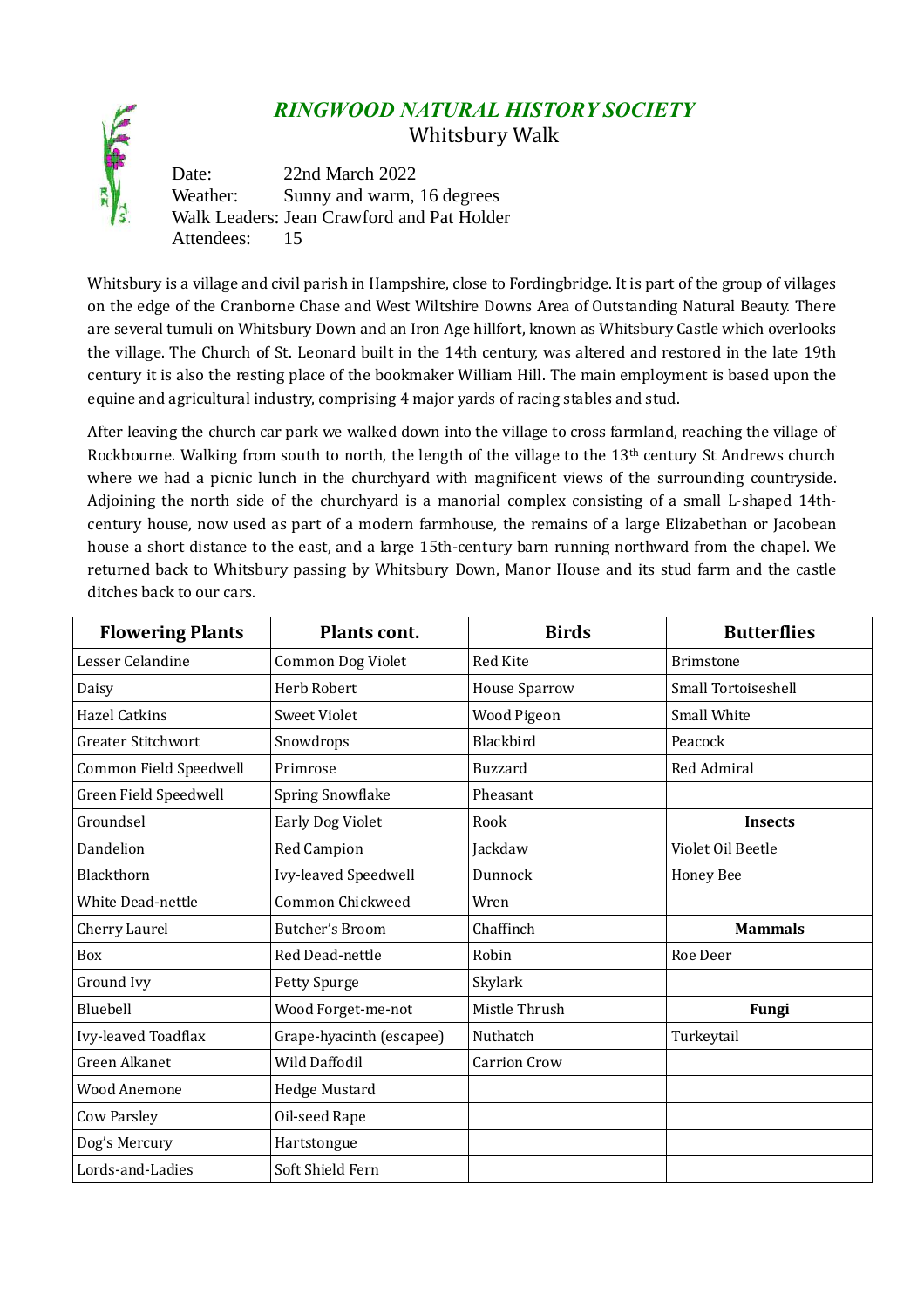# *RINGWOOD NATURAL HISTORY SOCIETY*

## Whitsbury Walk

Date: 22nd March 2022
Weather: Sunny and warm, 16 degrees
Walk Leaders: Jean Crawford and Pat Holder
Attendees: 15

Whitsbury is a village and civil parish in Hampshire, close to Fordingbridge. It is part of the group of villages on the edge of the Cranborne Chase and West Wiltshire Downs Area of Outstanding Natural Beauty. There are several tumuli on Whitsbury Down and an Iron Age hillfort, known as Whitsbury Castle which overlooks the village. The Church of St. Leonard built in the 14th century, was altered and restored in the late 19th century it is also the resting place of the bookmaker William Hill. The main employment is based upon the equine and agricultural industry, comprising 4 major yards of racing stables and stud.

After leaving the church car park we walked down into the village to cross farmland, reaching the village of Rockbourne. Walking from south to north, the length of the village to the 13th century St Andrews church where we had a picnic lunch in the churchyard with magnificent views of the surrounding countryside. Adjoining the north side of the churchyard is a manorial complex consisting of a small L-shaped 14th-century house, now used as part of a modern farmhouse, the remains of a large Elizabethan or Jacobean house a short distance to the east, and a large 15th-century barn running northward from the chapel. We returned back to Whitsbury passing by Whitsbury Down, Manor House and its stud farm and the castle ditches back to our cars.

| Flowering Plants | Plants cont. | Birds | Butterflies |
|---|---|---|---|
| Lesser Celandine | Common Dog Violet | Red Kite | Brimstone |
| Daisy | Herb Robert | House Sparrow | Small Tortoiseshell |
| Hazel Catkins | Sweet Violet | Wood Pigeon | Small White |
| Greater Stitchwort | Snowdrops | Blackbird | Peacock |
| Common Field Speedwell | Primrose | Buzzard | Red Admiral |
| Green Field Speedwell | Spring Snowflake | Pheasant | |
| Groundsel | Early Dog Violet | Rook | **Insects** |
| Dandelion | Red Campion | Jackdaw | Violet Oil Beetle |
| Blackthorn | Ivy-leaved Speedwell | Dunnock | Honey Bee |
| White Dead-nettle | Common Chickweed | Wren | |
| Cherry Laurel | Butcher's Broom | Chaffinch | **Mammals** |
| Box | Red Dead-nettle | Robin | Roe Deer |
| Ground Ivy | Petty Spurge | Skylark | |
| Bluebell | Wood Forget-me-not | Mistle Thrush | **Fungi** |
| Ivy-leaved Toadflax | Grape-hyacinth (escapee) | Nuthatch | Turkeytail |
| Green Alkanet | Wild Daffodil | Carrion Crow | |
| Wood Anemone | Hedge Mustard | | |
| Cow Parsley | Oil-seed Rape | | |
| Dog's Mercury | Hartstongue | | |
| Lords-and-Ladies | Soft Shield Fern | | |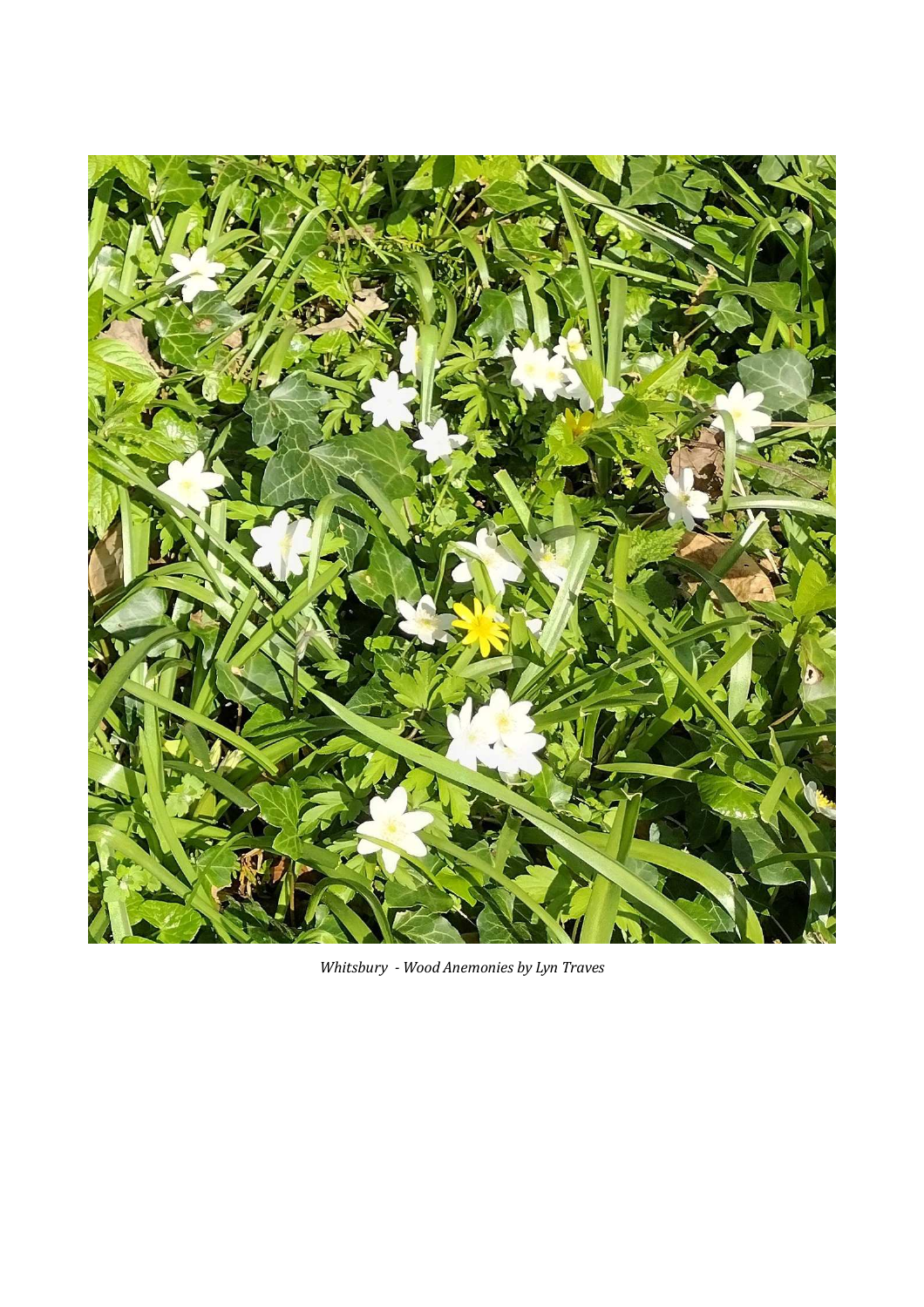*Whitsbury - Wood Anemonies by Lyn Traves*